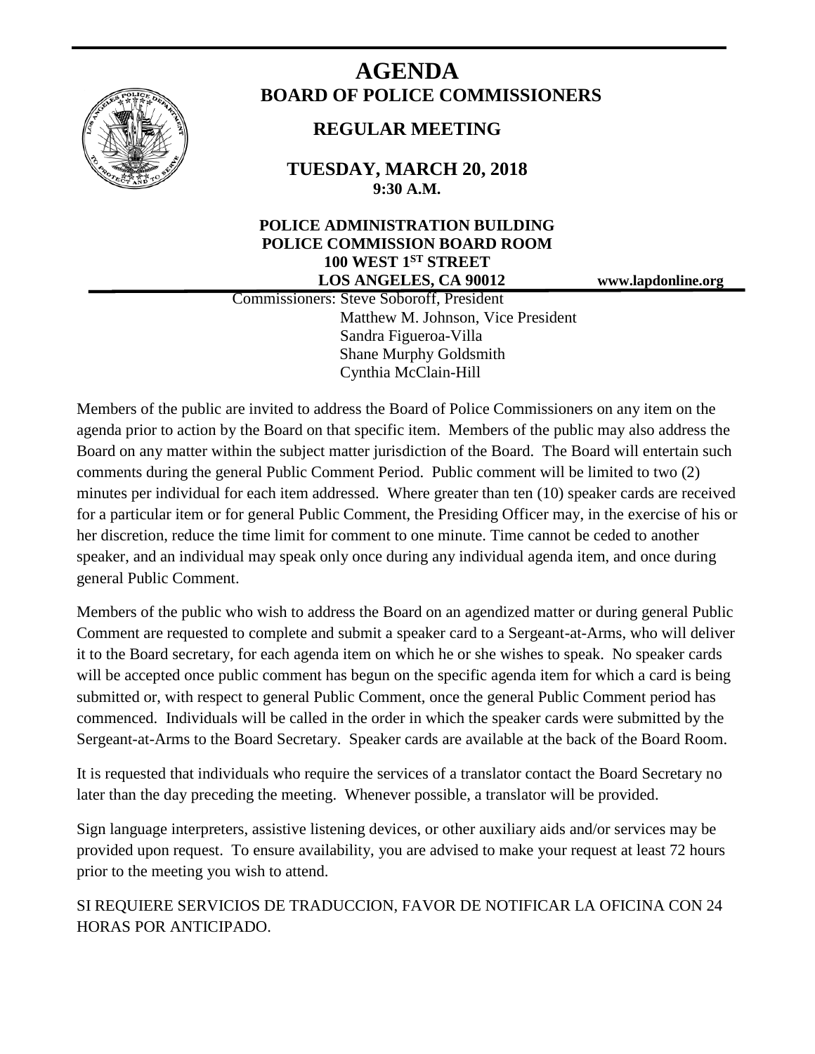# AGENDA

## BOARD OF POLICE COMMISSIONERS

### REGULAR MEETING

**TUESDAY, MARCH 20, 2018**
**9:30 A.M.**

**POLICE ADMINISTRATION BUILDING**
**POLICE COMMISSION BOARD ROOM**
**100 WEST 1ST STREET**
**LOS ANGELES, CA 90012**

**www.lapdonline.org**

Commissioners: Steve Soboroff, President
Matthew M. Johnson, Vice President
Sandra Figueroa-Villa
Shane Murphy Goldsmith
Cynthia McClain-Hill

Members of the public are invited to address the Board of Police Commissioners on any item on the agenda prior to action by the Board on that specific item. Members of the public may also address the Board on any matter within the subject matter jurisdiction of the Board. The Board will entertain such comments during the general Public Comment Period. Public comment will be limited to two (2) minutes per individual for each item addressed. Where greater than ten (10) speaker cards are received for a particular item or for general Public Comment, the Presiding Officer may, in the exercise of his or her discretion, reduce the time limit for comment to one minute. Time cannot be ceded to another speaker, and an individual may speak only once during any individual agenda item, and once during general Public Comment.

Members of the public who wish to address the Board on an agendized matter or during general Public Comment are requested to complete and submit a speaker card to a Sergeant-at-Arms, who will deliver it to the Board secretary, for each agenda item on which he or she wishes to speak. No speaker cards will be accepted once public comment has begun on the specific agenda item for which a card is being submitted or, with respect to general Public Comment, once the general Public Comment period has commenced. Individuals will be called in the order in which the speaker cards were submitted by the Sergeant-at-Arms to the Board Secretary. Speaker cards are available at the back of the Board Room.

It is requested that individuals who require the services of a translator contact the Board Secretary no later than the day preceding the meeting. Whenever possible, a translator will be provided.

Sign language interpreters, assistive listening devices, or other auxiliary aids and/or services may be provided upon request. To ensure availability, you are advised to make your request at least 72 hours prior to the meeting you wish to attend.

SI REQUIERE SERVICIOS DE TRADUCCION, FAVOR DE NOTIFICAR LA OFICINA CON 24 HORAS POR ANTICIPADO.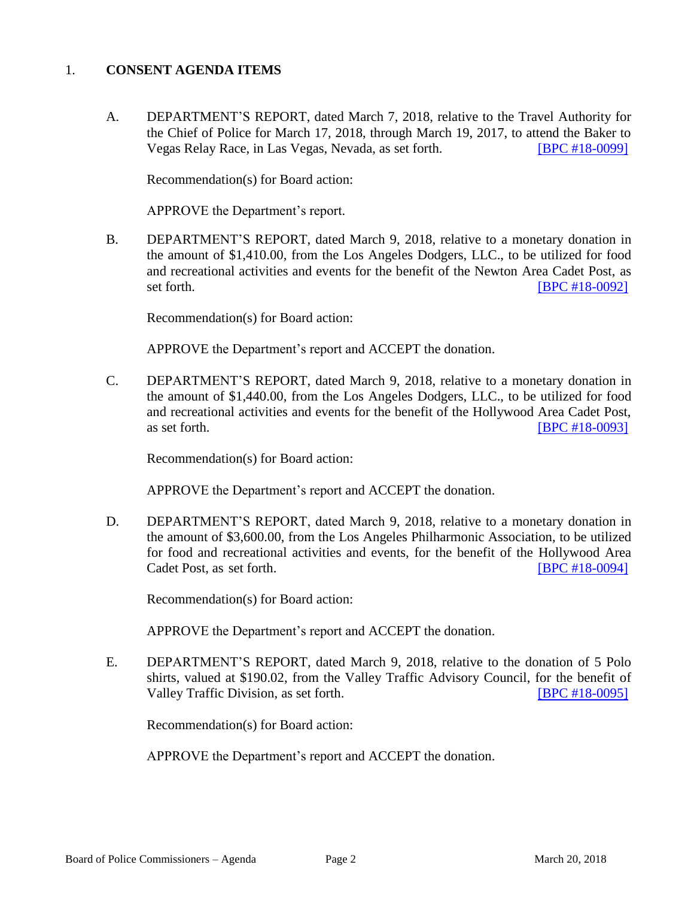## 1. CONSENT AGENDA ITEMS

A. DEPARTMENT'S REPORT, dated March 7, 2018, relative to the Travel Authority for the Chief of Police for March 17, 2018, through March 19, 2017, to attend the Baker to Vegas Relay Race, in Las Vegas, Nevada, as set forth. [BPC #18-0099]

Recommendation(s) for Board action:

APPROVE the Department's report.

B. DEPARTMENT'S REPORT, dated March 9, 2018, relative to a monetary donation in the amount of $1,410.00, from the Los Angeles Dodgers, LLC., to be utilized for food and recreational activities and events for the benefit of the Newton Area Cadet Post, as set forth. [BPC #18-0092]

Recommendation(s) for Board action:

APPROVE the Department's report and ACCEPT the donation.

C. DEPARTMENT'S REPORT, dated March 9, 2018, relative to a monetary donation in the amount of $1,440.00, from the Los Angeles Dodgers, LLC., to be utilized for food and recreational activities and events for the benefit of the Hollywood Area Cadet Post, as set forth. [BPC #18-0093]

Recommendation(s) for Board action:

APPROVE the Department's report and ACCEPT the donation.

D. DEPARTMENT'S REPORT, dated March 9, 2018, relative to a monetary donation in the amount of $3,600.00, from the Los Angeles Philharmonic Association, to be utilized for food and recreational activities and events, for the benefit of the Hollywood Area Cadet Post, as set forth. [BPC #18-0094]

Recommendation(s) for Board action:

APPROVE the Department's report and ACCEPT the donation.

E. DEPARTMENT'S REPORT, dated March 9, 2018, relative to the donation of 5 Polo shirts, valued at $190.02, from the Valley Traffic Advisory Council, for the benefit of Valley Traffic Division, as set forth. [BPC #18-0095]

Recommendation(s) for Board action:

APPROVE the Department's report and ACCEPT the donation.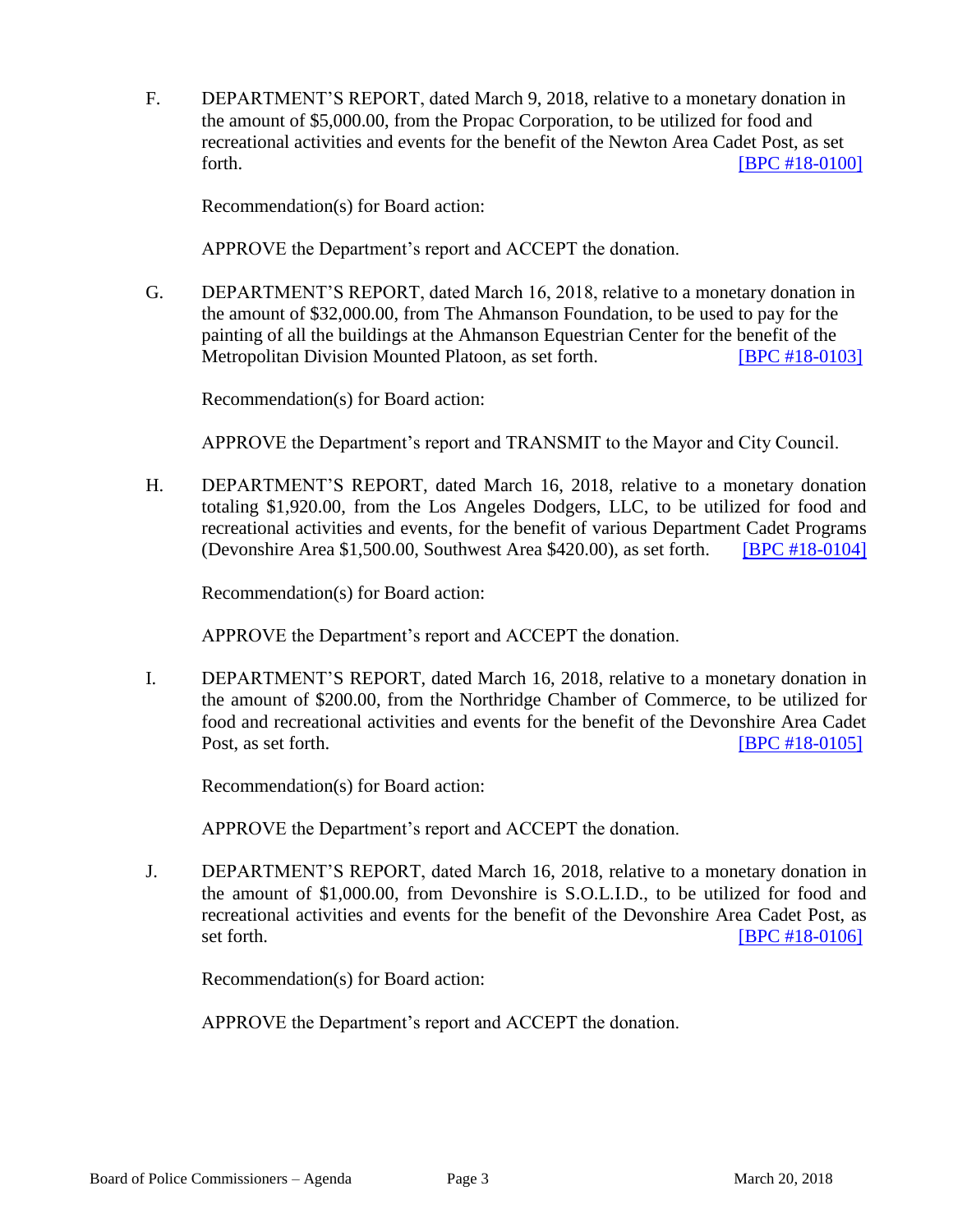F. DEPARTMENT'S REPORT, dated March 9, 2018, relative to a monetary donation in the amount of $5,000.00, from the Propac Corporation, to be utilized for food and recreational activities and events for the benefit of the Newton Area Cadet Post, as set forth. [BPC #18-0100]

Recommendation(s) for Board action:

APPROVE the Department's report and ACCEPT the donation.

G. DEPARTMENT'S REPORT, dated March 16, 2018, relative to a monetary donation in the amount of $32,000.00, from The Ahmanson Foundation, to be used to pay for the painting of all the buildings at the Ahmanson Equestrian Center for the benefit of the Metropolitan Division Mounted Platoon, as set forth. [BPC #18-0103]

Recommendation(s) for Board action:

APPROVE the Department's report and TRANSMIT to the Mayor and City Council.

H. DEPARTMENT'S REPORT, dated March 16, 2018, relative to a monetary donation totaling $1,920.00, from the Los Angeles Dodgers, LLC, to be utilized for food and recreational activities and events, for the benefit of various Department Cadet Programs (Devonshire Area $1,500.00, Southwest Area $420.00), as set forth. [BPC #18-0104]

Recommendation(s) for Board action:

APPROVE the Department's report and ACCEPT the donation.

I. DEPARTMENT'S REPORT, dated March 16, 2018, relative to a monetary donation in the amount of $200.00, from the Northridge Chamber of Commerce, to be utilized for food and recreational activities and events for the benefit of the Devonshire Area Cadet Post, as set forth. [BPC #18-0105]

Recommendation(s) for Board action:

APPROVE the Department's report and ACCEPT the donation.

J. DEPARTMENT'S REPORT, dated March 16, 2018, relative to a monetary donation in the amount of $1,000.00, from Devonshire is S.O.L.I.D., to be utilized for food and recreational activities and events for the benefit of the Devonshire Area Cadet Post, as set forth. [BPC #18-0106]

Recommendation(s) for Board action:

APPROVE the Department's report and ACCEPT the donation.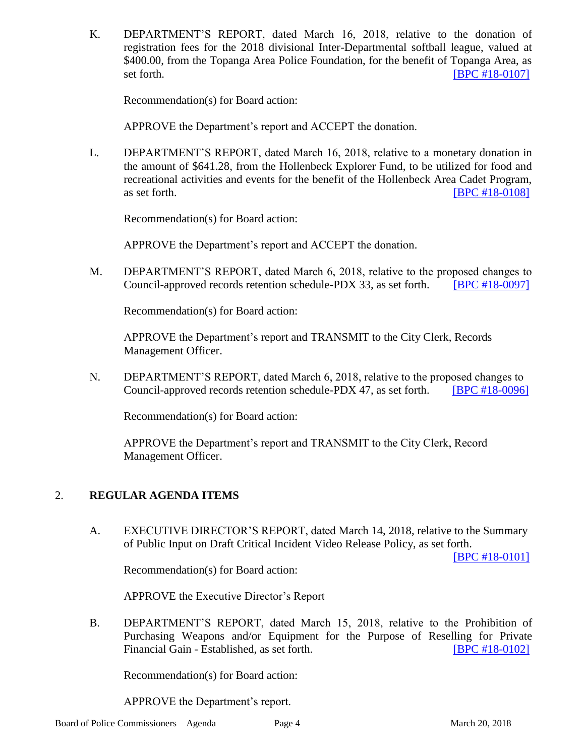K. DEPARTMENT'S REPORT, dated March 16, 2018, relative to the donation of registration fees for the 2018 divisional Inter-Departmental softball league, valued at $400.00, from the Topanga Area Police Foundation, for the benefit of Topanga Area, as set forth. [BPC #18-0107]

Recommendation(s) for Board action:

APPROVE the Department's report and ACCEPT the donation.

L. DEPARTMENT'S REPORT, dated March 16, 2018, relative to a monetary donation in the amount of $641.28, from the Hollenbeck Explorer Fund, to be utilized for food and recreational activities and events for the benefit of the Hollenbeck Area Cadet Program, as set forth. [BPC #18-0108]

Recommendation(s) for Board action:

APPROVE the Department's report and ACCEPT the donation.

M. DEPARTMENT'S REPORT, dated March 6, 2018, relative to the proposed changes to Council-approved records retention schedule-PDX 33, as set forth. [BPC #18-0097]

Recommendation(s) for Board action:

APPROVE the Department's report and TRANSMIT to the City Clerk, Records Management Officer.

N. DEPARTMENT'S REPORT, dated March 6, 2018, relative to the proposed changes to Council-approved records retention schedule-PDX 47, as set forth. [BPC #18-0096]

Recommendation(s) for Board action:

APPROVE the Department's report and TRANSMIT to the City Clerk, Record Management Officer.

## 2. **REGULAR AGENDA ITEMS**

A. EXECUTIVE DIRECTOR'S REPORT, dated March 14, 2018, relative to the Summary of Public Input on Draft Critical Incident Video Release Policy, as set forth. [BPC #18-0101]

Recommendation(s) for Board action:

APPROVE the Executive Director's Report

B. DEPARTMENT'S REPORT, dated March 15, 2018, relative to the Prohibition of Purchasing Weapons and/or Equipment for the Purpose of Reselling for Private Financial Gain - Established, as set forth. [BPC #18-0102]

Recommendation(s) for Board action:

APPROVE the Department's report.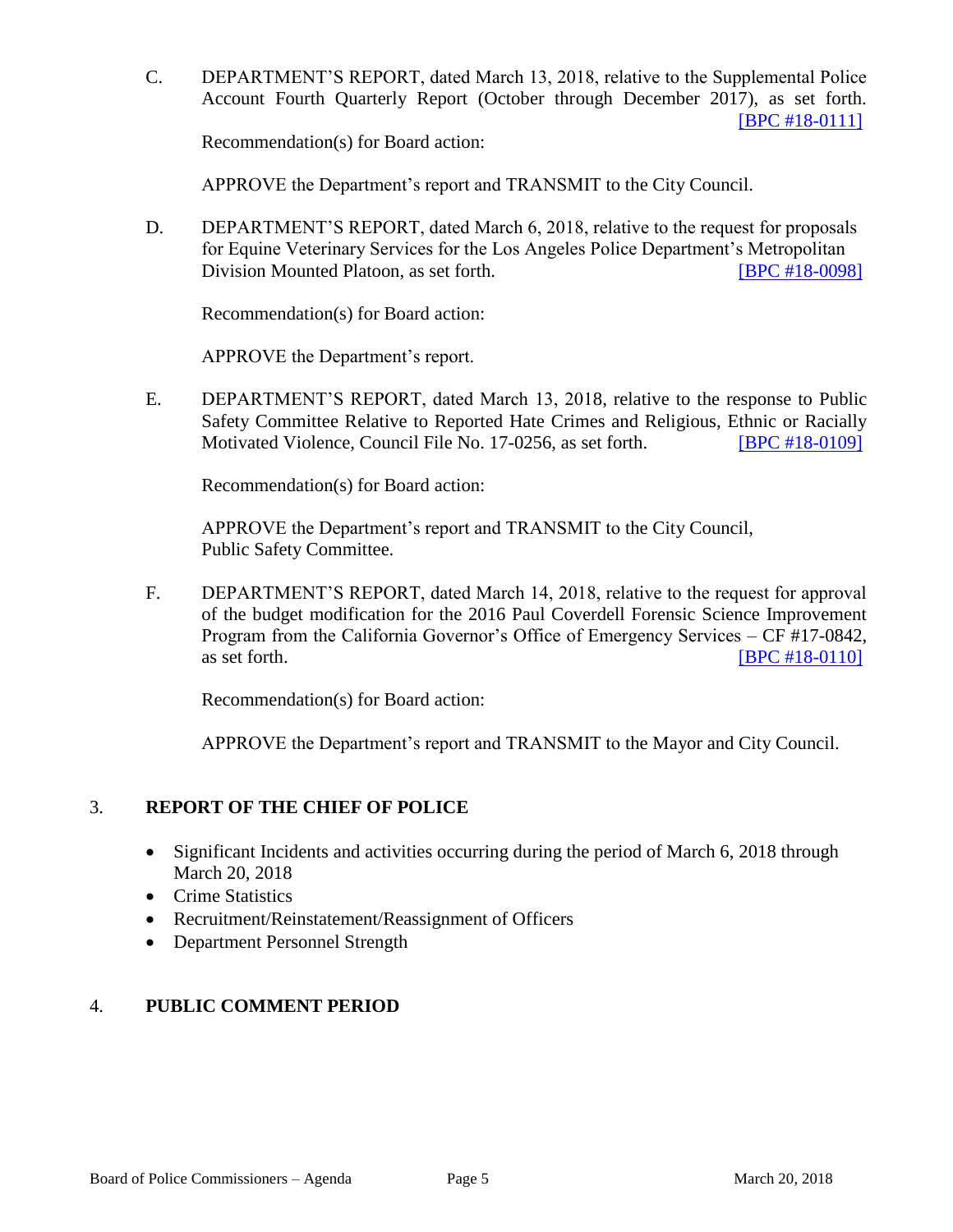C. DEPARTMENT'S REPORT, dated March 13, 2018, relative to the Supplemental Police Account Fourth Quarterly Report (October through December 2017), as set forth. [BPC #18-0111]

Recommendation(s) for Board action:

APPROVE the Department's report and TRANSMIT to the City Council.

D. DEPARTMENT'S REPORT, dated March 6, 2018, relative to the request for proposals for Equine Veterinary Services for the Los Angeles Police Department's Metropolitan Division Mounted Platoon, as set forth. [BPC #18-0098]

Recommendation(s) for Board action:

APPROVE the Department's report.

E. DEPARTMENT'S REPORT, dated March 13, 2018, relative to the response to Public Safety Committee Relative to Reported Hate Crimes and Religious, Ethnic or Racially Motivated Violence, Council File No. 17-0256, as set forth. [BPC #18-0109]

Recommendation(s) for Board action:

APPROVE the Department's report and TRANSMIT to the City Council, Public Safety Committee.

F. DEPARTMENT'S REPORT, dated March 14, 2018, relative to the request for approval of the budget modification for the 2016 Paul Coverdell Forensic Science Improvement Program from the California Governor's Office of Emergency Services – CF #17-0842, as set forth. [BPC #18-0110]

Recommendation(s) for Board action:

APPROVE the Department's report and TRANSMIT to the Mayor and City Council.

## 3. REPORT OF THE CHIEF OF POLICE

- Significant Incidents and activities occurring during the period of March 6, 2018 through March 20, 2018
- Crime Statistics
- Recruitment/Reinstatement/Reassignment of Officers
- Department Personnel Strength

## 4. PUBLIC COMMENT PERIOD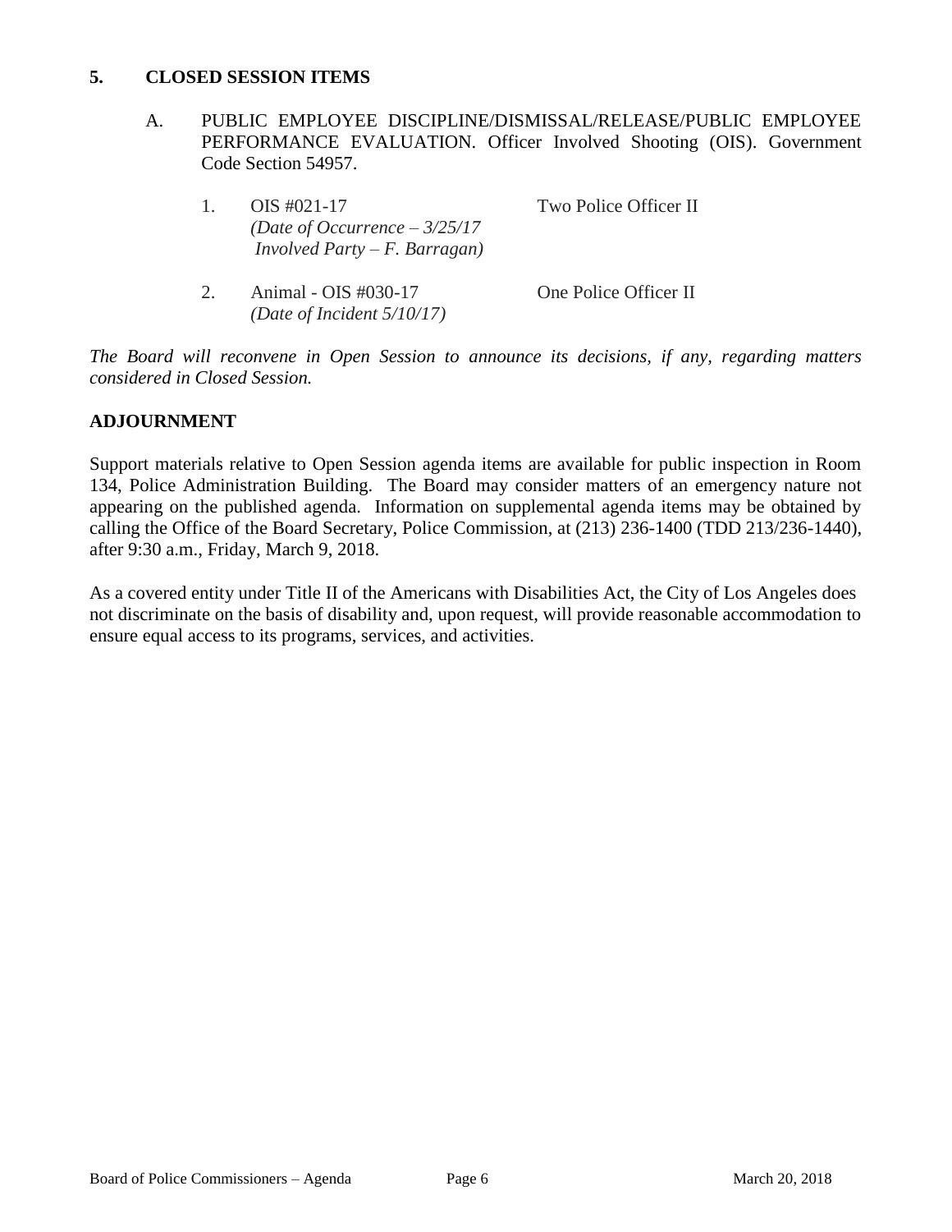## 5. CLOSED SESSION ITEMS

A. PUBLIC EMPLOYEE DISCIPLINE/DISMISSAL/RELEASE/PUBLIC EMPLOYEE PERFORMANCE EVALUATION. Officer Involved Shooting (OIS). Government Code Section 54957.

1. OIS #021-17 — Two Police Officer II
   *(Date of Occurrence – 3/25/17*
   *Involved Party – F. Barragan)*

2. Animal - OIS #030-17 — One Police Officer II
   *(Date of Incident 5/10/17)*

*The Board will reconvene in Open Session to announce its decisions, if any, regarding matters considered in Closed Session.*

## ADJOURNMENT

Support materials relative to Open Session agenda items are available for public inspection in Room 134, Police Administration Building. The Board may consider matters of an emergency nature not appearing on the published agenda. Information on supplemental agenda items may be obtained by calling the Office of the Board Secretary, Police Commission, at (213) 236-1400 (TDD 213/236-1440), after 9:30 a.m., Friday, March 9, 2018.

As a covered entity under Title II of the Americans with Disabilities Act, the City of Los Angeles does not discriminate on the basis of disability and, upon request, will provide reasonable accommodation to ensure equal access to its programs, services, and activities.